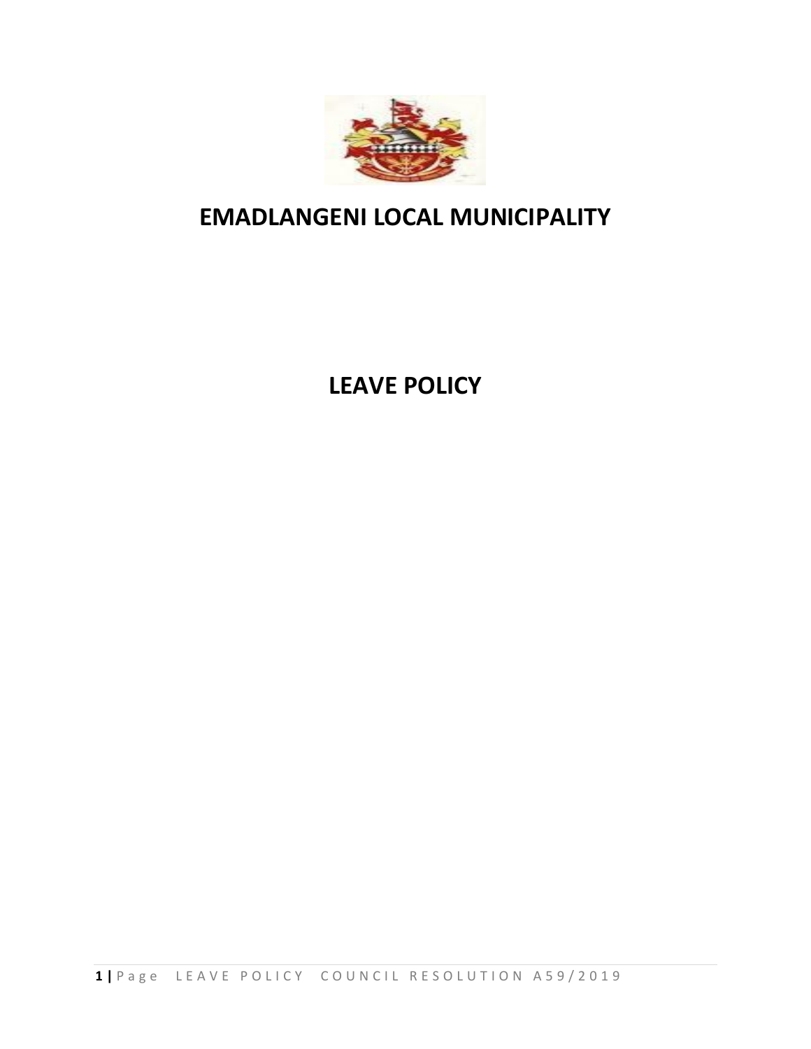# EMADLANGENI LOCAL MUNICIPALITY

# LEAVE POLICY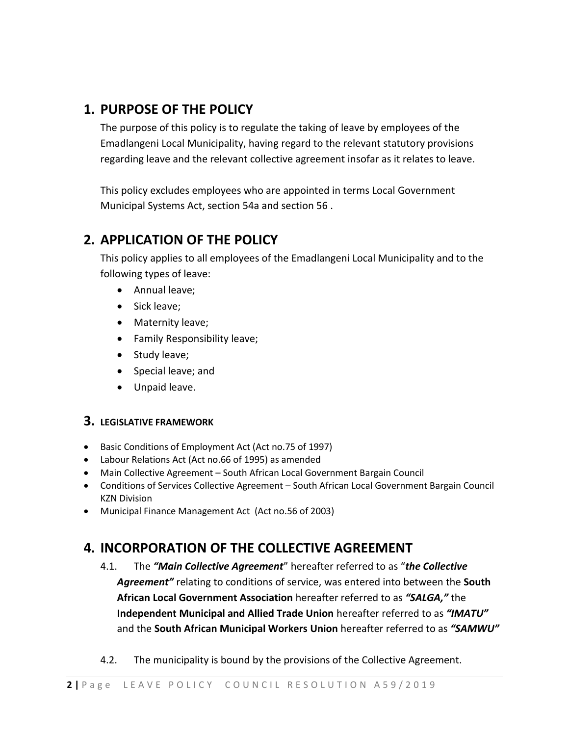## 1. PURPOSE OF THE POLICY

The purpose of this policy is to regulate the taking of leave by employees of the Emadlangeni Local Municipality, having regard to the relevant statutory provisions regarding leave and the relevant collective agreement insofar as it relates to leave.

This policy excludes employees who are appointed in terms Local Government Municipal Systems Act, section 54a and section 56 .

## 2. APPLICATION OF THE POLICY

This policy applies to all employees of the Emadlangeni Local Municipality and to the following types of leave:

- Annual leave;
- Sick leave;
- Maternity leave;
- Family Responsibility leave;
- Study leave;
- Special leave; and
- Unpaid leave.

## 3. LEGISLATIVE FRAMEWORK

- Basic Conditions of Employment Act (Act no.75 of 1997)
- Labour Relations Act (Act no.66 of 1995) as amended
- Main Collective Agreement – South African Local Government Bargain Council
- Conditions of Services Collective Agreement – South African Local Government Bargain Council KZN Division
- Municipal Finance Management Act (Act no.56 of 2003)

## 4. INCORPORATION OF THE COLLECTIVE AGREEMENT

4.1. The ***"Main Collective Agreement***" hereafter referred to as "***the Collective Agreement"*** relating to conditions of service, was entered into between the **South African Local Government Association** hereafter referred to as ***"SALGA,"*** the **Independent Municipal and Allied Trade Union** hereafter referred to as ***"IMATU"*** and the **South African Municipal Workers Union** hereafter referred to as ***"SAMWU"***

4.2. The municipality is bound by the provisions of the Collective Agreement.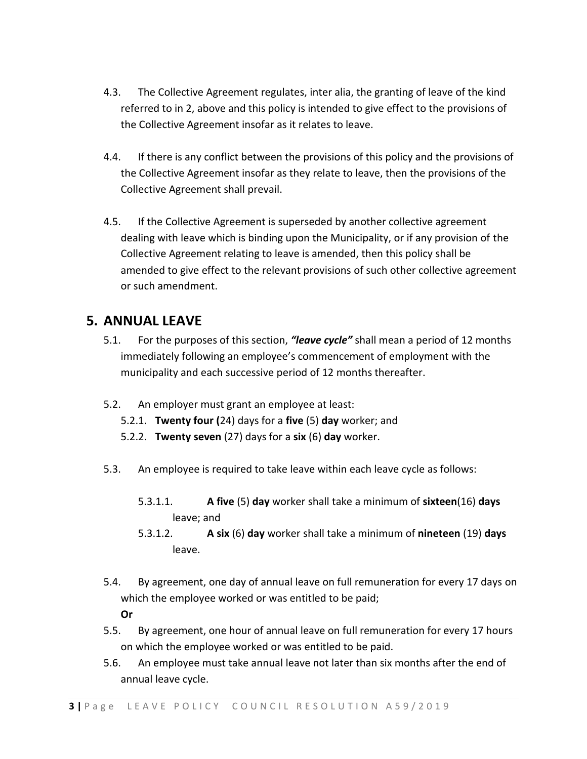4.3. The Collective Agreement regulates, inter alia, the granting of leave of the kind referred to in 2, above and this policy is intended to give effect to the provisions of the Collective Agreement insofar as it relates to leave.

4.4. If there is any conflict between the provisions of this policy and the provisions of the Collective Agreement insofar as they relate to leave, then the provisions of the Collective Agreement shall prevail.

4.5. If the Collective Agreement is superseded by another collective agreement dealing with leave which is binding upon the Municipality, or if any provision of the Collective Agreement relating to leave is amended, then this policy shall be amended to give effect to the relevant provisions of such other collective agreement or such amendment.

## 5. ANNUAL LEAVE

5.1. For the purposes of this section, ***"leave cycle"*** shall mean a period of 12 months immediately following an employee's commencement of employment with the municipality and each successive period of 12 months thereafter.

5.2. An employer must grant an employee at least:

5.2.1. **Twenty four (**24) days for a **five** (5) **day** worker; and

5.2.2. **Twenty seven** (27) days for a **six** (6) **day** worker.

5.3. An employee is required to take leave within each leave cycle as follows:

5.3.1.1. **A five** (5) **day** worker shall take a minimum of **sixteen**(16) **days** leave; and

5.3.1.2. **A six** (6) **day** worker shall take a minimum of **nineteen** (19) **days** leave.

5.4. By agreement, one day of annual leave on full remuneration for every 17 days on which the employee worked or was entitled to be paid;

**Or**

5.5. By agreement, one hour of annual leave on full remuneration for every 17 hours on which the employee worked or was entitled to be paid.

5.6. An employee must take annual leave not later than six months after the end of annual leave cycle.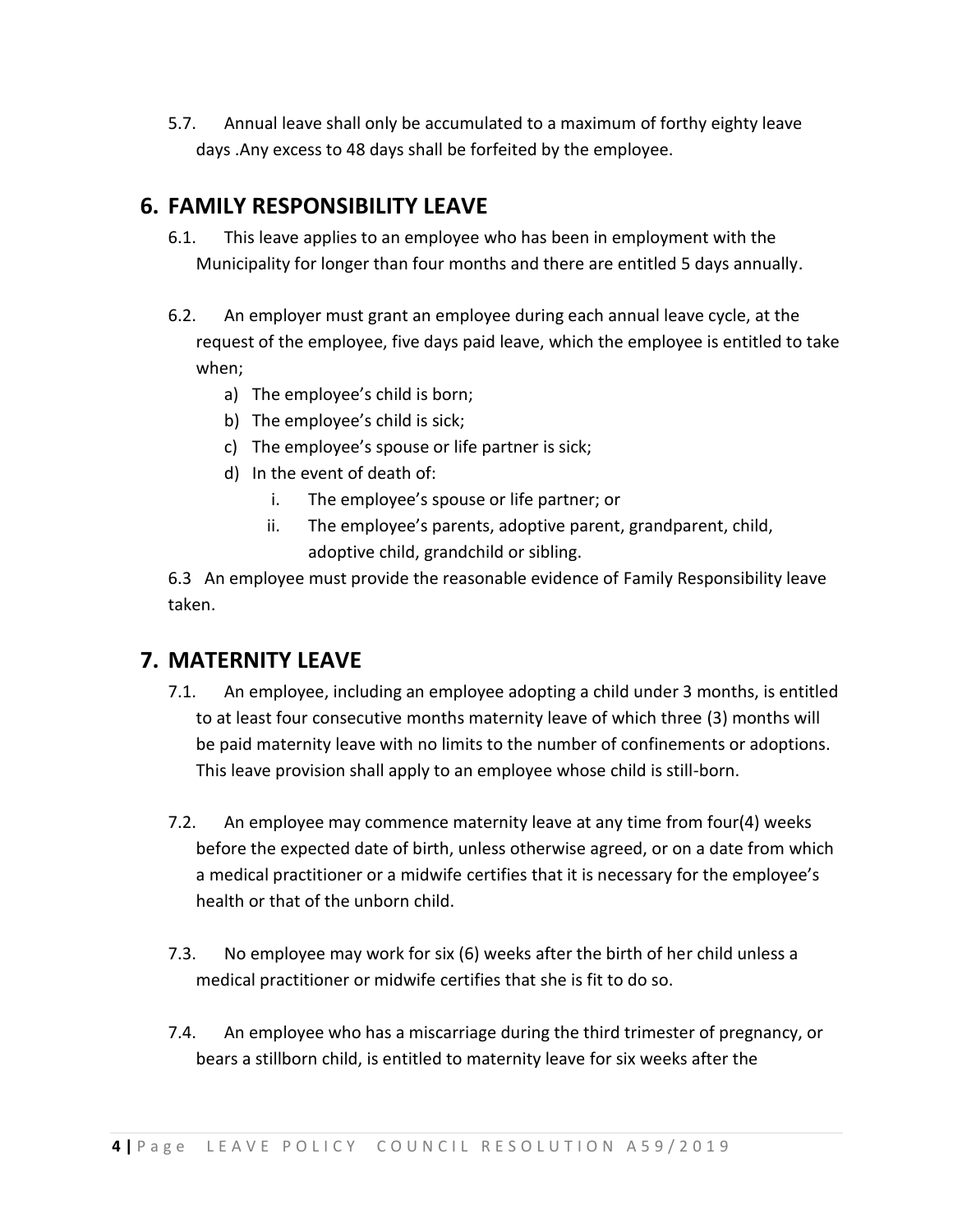5.7. Annual leave shall only be accumulated to a maximum of forthy eighty leave days .Any excess to 48 days shall be forfeited by the employee.

## 6. FAMILY RESPONSIBILITY LEAVE

6.1. This leave applies to an employee who has been in employment with the Municipality for longer than four months and there are entitled 5 days annually.

6.2. An employer must grant an employee during each annual leave cycle, at the request of the employee, five days paid leave, which the employee is entitled to take when;

a) The employee's child is born;
b) The employee's child is sick;
c) The employee's spouse or life partner is sick;
d) In the event of death of:
   i. The employee's spouse or life partner; or
   ii. The employee's parents, adoptive parent, grandparent, child, adoptive child, grandchild or sibling.

6.3 An employee must provide the reasonable evidence of Family Responsibility leave taken.

## 7. MATERNITY LEAVE

7.1. An employee, including an employee adopting a child under 3 months, is entitled to at least four consecutive months maternity leave of which three (3) months will be paid maternity leave with no limits to the number of confinements or adoptions. This leave provision shall apply to an employee whose child is still-born.

7.2. An employee may commence maternity leave at any time from four(4) weeks before the expected date of birth, unless otherwise agreed, or on a date from which a medical practitioner or a midwife certifies that it is necessary for the employee's health or that of the unborn child.

7.3. No employee may work for six (6) weeks after the birth of her child unless a medical practitioner or midwife certifies that she is fit to do so.

7.4. An employee who has a miscarriage during the third trimester of pregnancy, or bears a stillborn child, is entitled to maternity leave for six weeks after the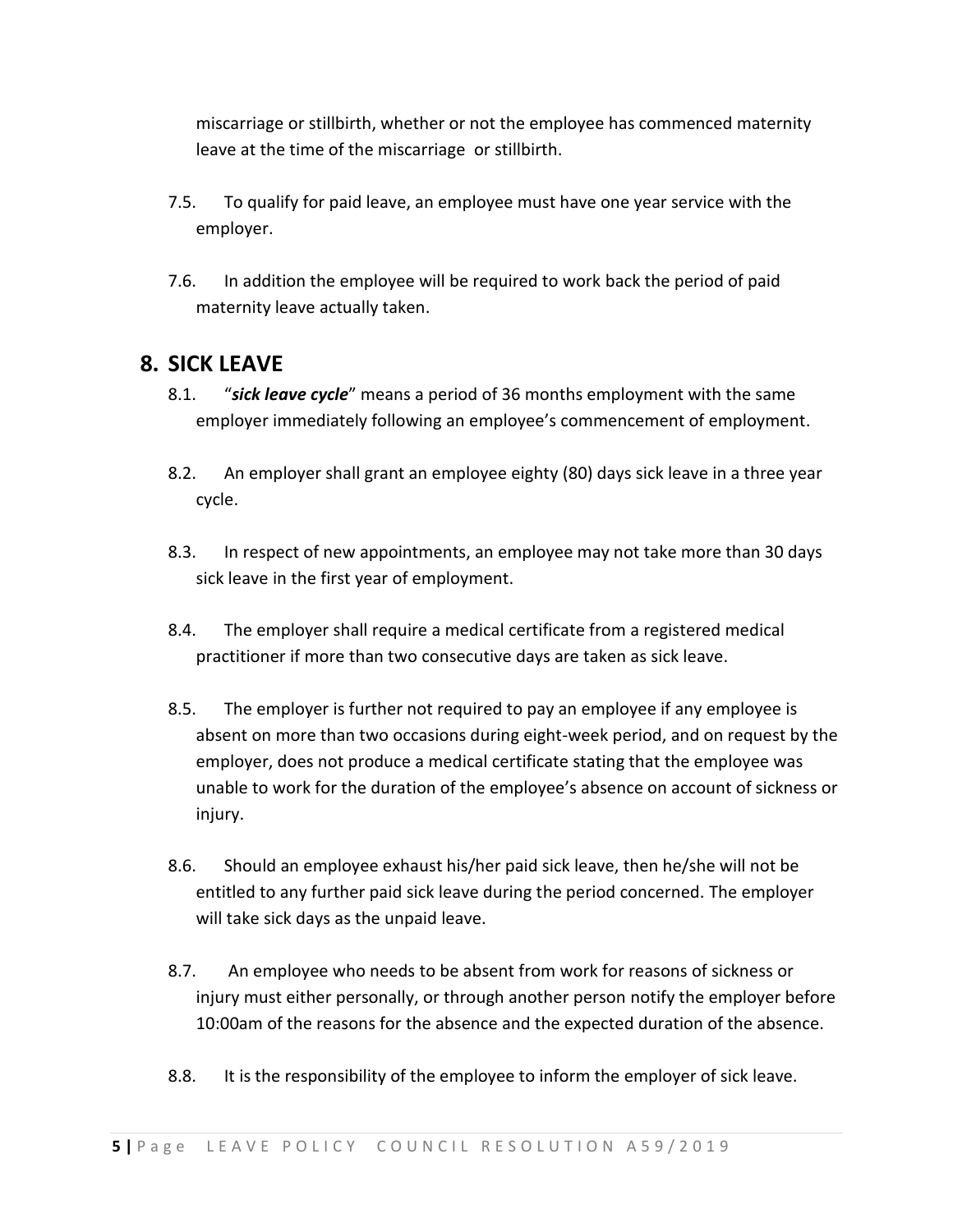miscarriage or stillbirth, whether or not the employee has commenced maternity leave at the time of the miscarriage or stillbirth.

7.5. To qualify for paid leave, an employee must have one year service with the employer.

7.6. In addition the employee will be required to work back the period of paid maternity leave actually taken.

## 8. SICK LEAVE

8.1. "***sick leave cycle***" means a period of 36 months employment with the same employer immediately following an employee's commencement of employment.

8.2. An employer shall grant an employee eighty (80) days sick leave in a three year cycle.

8.3. In respect of new appointments, an employee may not take more than 30 days sick leave in the first year of employment.

8.4. The employer shall require a medical certificate from a registered medical practitioner if more than two consecutive days are taken as sick leave.

8.5. The employer is further not required to pay an employee if any employee is absent on more than two occasions during eight-week period, and on request by the employer, does not produce a medical certificate stating that the employee was unable to work for the duration of the employee's absence on account of sickness or injury.

8.6. Should an employee exhaust his/her paid sick leave, then he/she will not be entitled to any further paid sick leave during the period concerned. The employer will take sick days as the unpaid leave.

8.7. An employee who needs to be absent from work for reasons of sickness or injury must either personally, or through another person notify the employer before 10:00am of the reasons for the absence and the expected duration of the absence.

8.8. It is the responsibility of the employee to inform the employer of sick leave.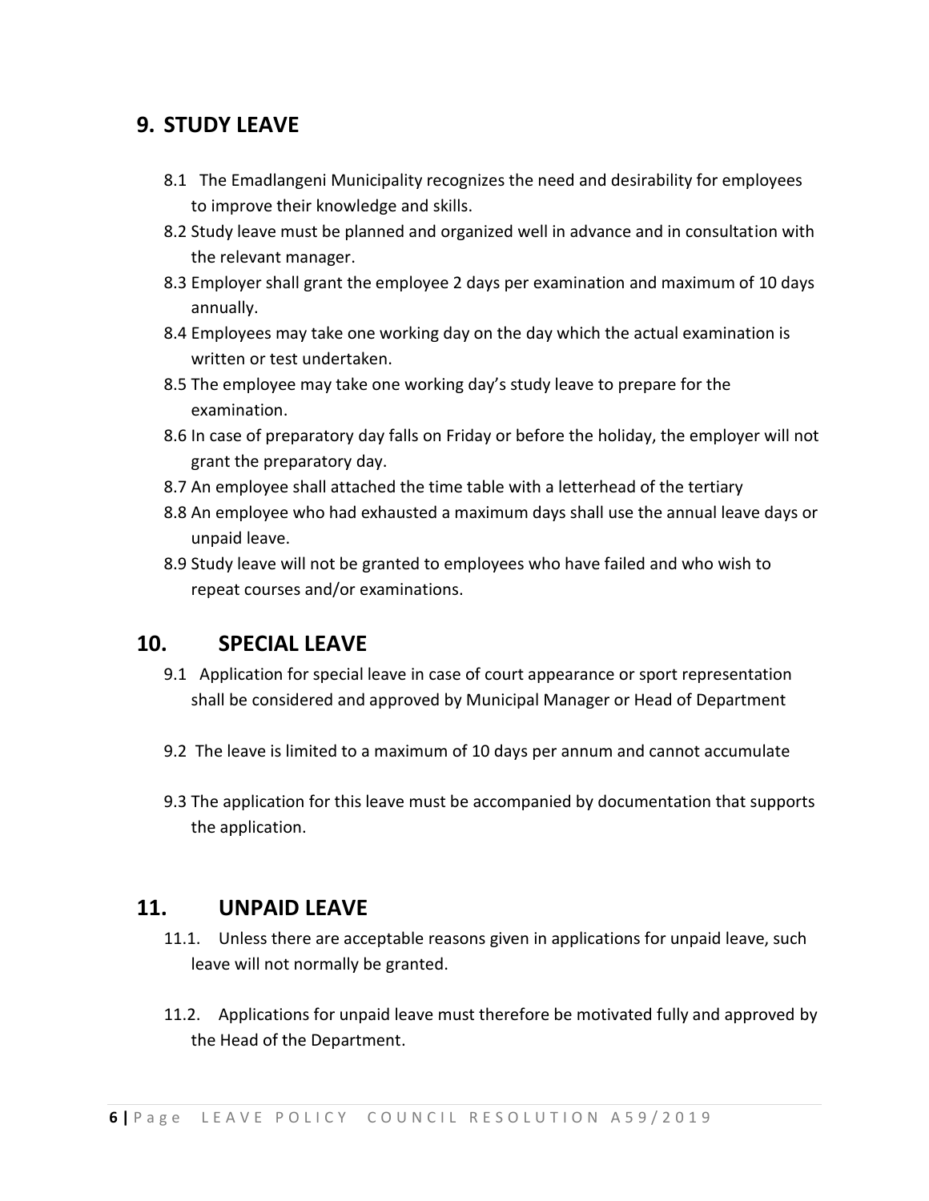## 9. STUDY LEAVE

8.1 The Emadlangeni Municipality recognizes the need and desirability for employees to improve their knowledge and skills.

8.2 Study leave must be planned and organized well in advance and in consultation with the relevant manager.

8.3 Employer shall grant the employee 2 days per examination and maximum of 10 days annually.

8.4 Employees may take one working day on the day which the actual examination is written or test undertaken.

8.5 The employee may take one working day's study leave to prepare for the examination.

8.6 In case of preparatory day falls on Friday or before the holiday, the employer will not grant the preparatory day.

8.7 An employee shall attached the time table with a letterhead of the tertiary

8.8 An employee who had exhausted a maximum days shall use the annual leave days or unpaid leave.

8.9 Study leave will not be granted to employees who have failed and who wish to repeat courses and/or examinations.

## 10. SPECIAL LEAVE

9.1 Application for special leave in case of court appearance or sport representation shall be considered and approved by Municipal Manager or Head of Department

9.2 The leave is limited to a maximum of 10 days per annum and cannot accumulate

9.3 The application for this leave must be accompanied by documentation that supports the application.

## 11. UNPAID LEAVE

11.1. Unless there are acceptable reasons given in applications for unpaid leave, such leave will not normally be granted.

11.2. Applications for unpaid leave must therefore be motivated fully and approved by the Head of the Department.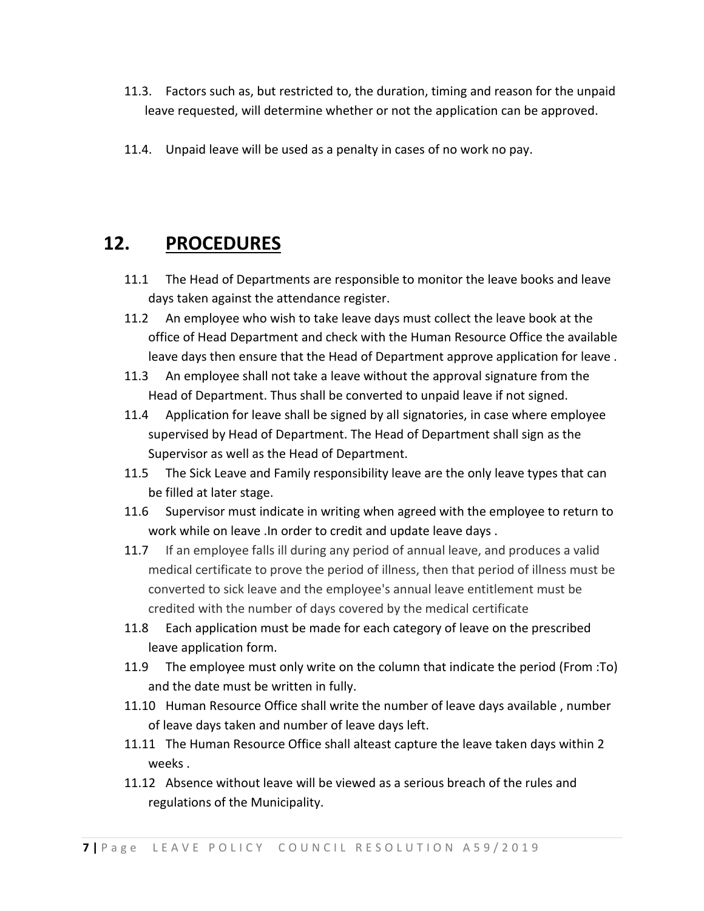11.3. Factors such as, but restricted to, the duration, timing and reason for the unpaid leave requested, will determine whether or not the application can be approved.

11.4. Unpaid leave will be used as a penalty in cases of no work no pay.

## 12. PROCEDURES

11.1 The Head of Departments are responsible to monitor the leave books and leave days taken against the attendance register.

11.2 An employee who wish to take leave days must collect the leave book at the office of Head Department and check with the Human Resource Office the available leave days then ensure that the Head of Department approve application for leave .

11.3 An employee shall not take a leave without the approval signature from the Head of Department. Thus shall be converted to unpaid leave if not signed.

11.4 Application for leave shall be signed by all signatories, in case where employee supervised by Head of Department. The Head of Department shall sign as the Supervisor as well as the Head of Department.

11.5 The Sick Leave and Family responsibility leave are the only leave types that can be filled at later stage.

11.6 Supervisor must indicate in writing when agreed with the employee to return to work while on leave .In order to credit and update leave days .

11.7 If an employee falls ill during any period of annual leave, and produces a valid medical certificate to prove the period of illness, then that period of illness must be converted to sick leave and the employee's annual leave entitlement must be credited with the number of days covered by the medical certificate

11.8 Each application must be made for each category of leave on the prescribed leave application form.

11.9 The employee must only write on the column that indicate the period (From :To) and the date must be written in fully.

11.10 Human Resource Office shall write the number of leave days available , number of leave days taken and number of leave days left.

11.11 The Human Resource Office shall alteast capture the leave taken days within 2 weeks .

11.12 Absence without leave will be viewed as a serious breach of the rules and regulations of the Municipality.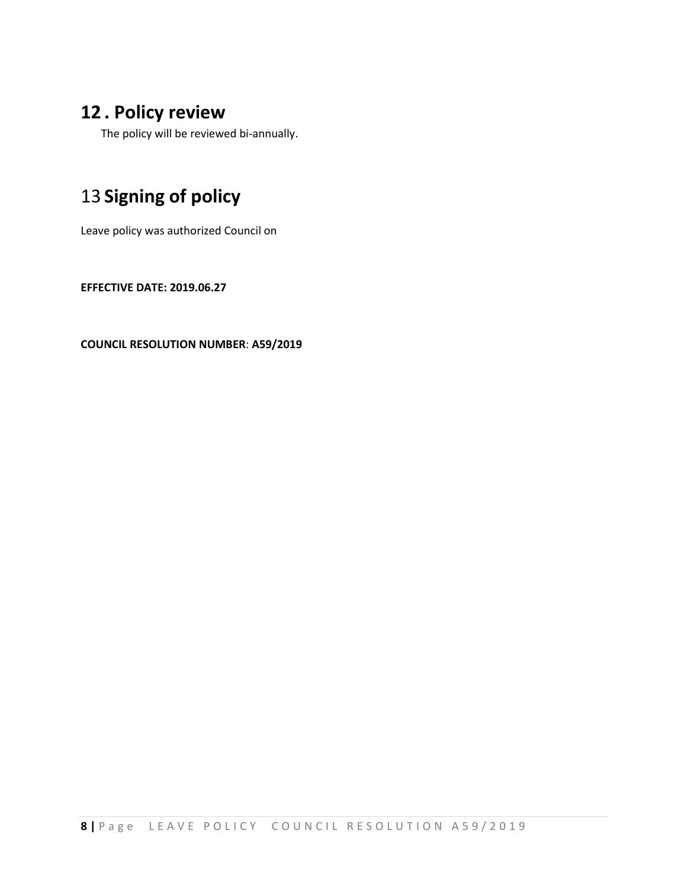## 12. Policy review

The policy will be reviewed bi-annually.

## 13 Signing of policy

Leave policy was authorized Council on

**EFFECTIVE DATE: 2019.06.27**

**COUNCIL RESOLUTION NUMBER**: **A59/2019**